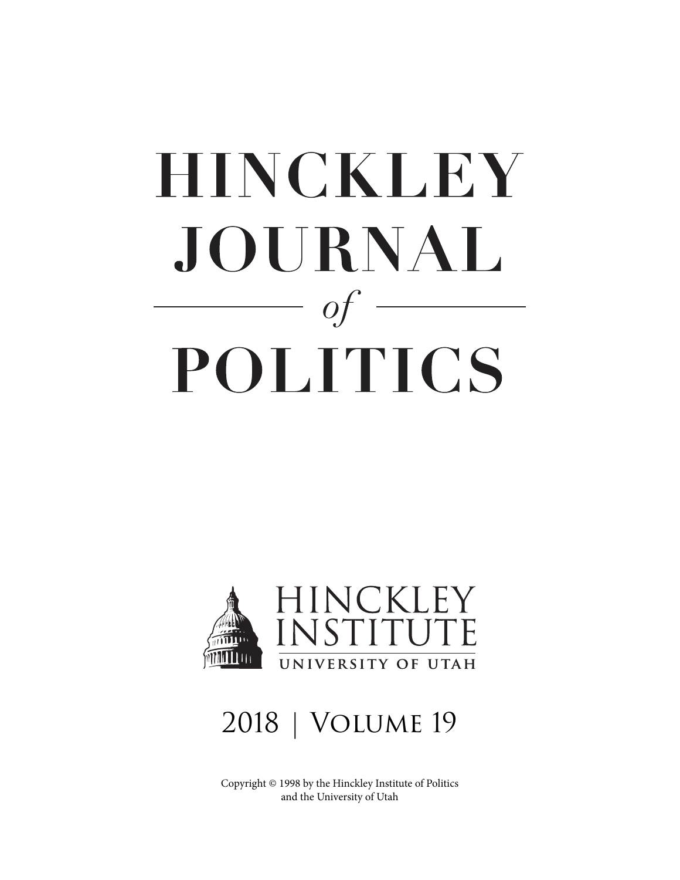# HINCKLEY JOURNAL *of* POLITICS

HINCKLEY INSTITUTE
UNIVERSITY OF UTAH

2018 | Volume 19

Copyright © 1998 by the Hinckley Institute of Politics and the University of Utah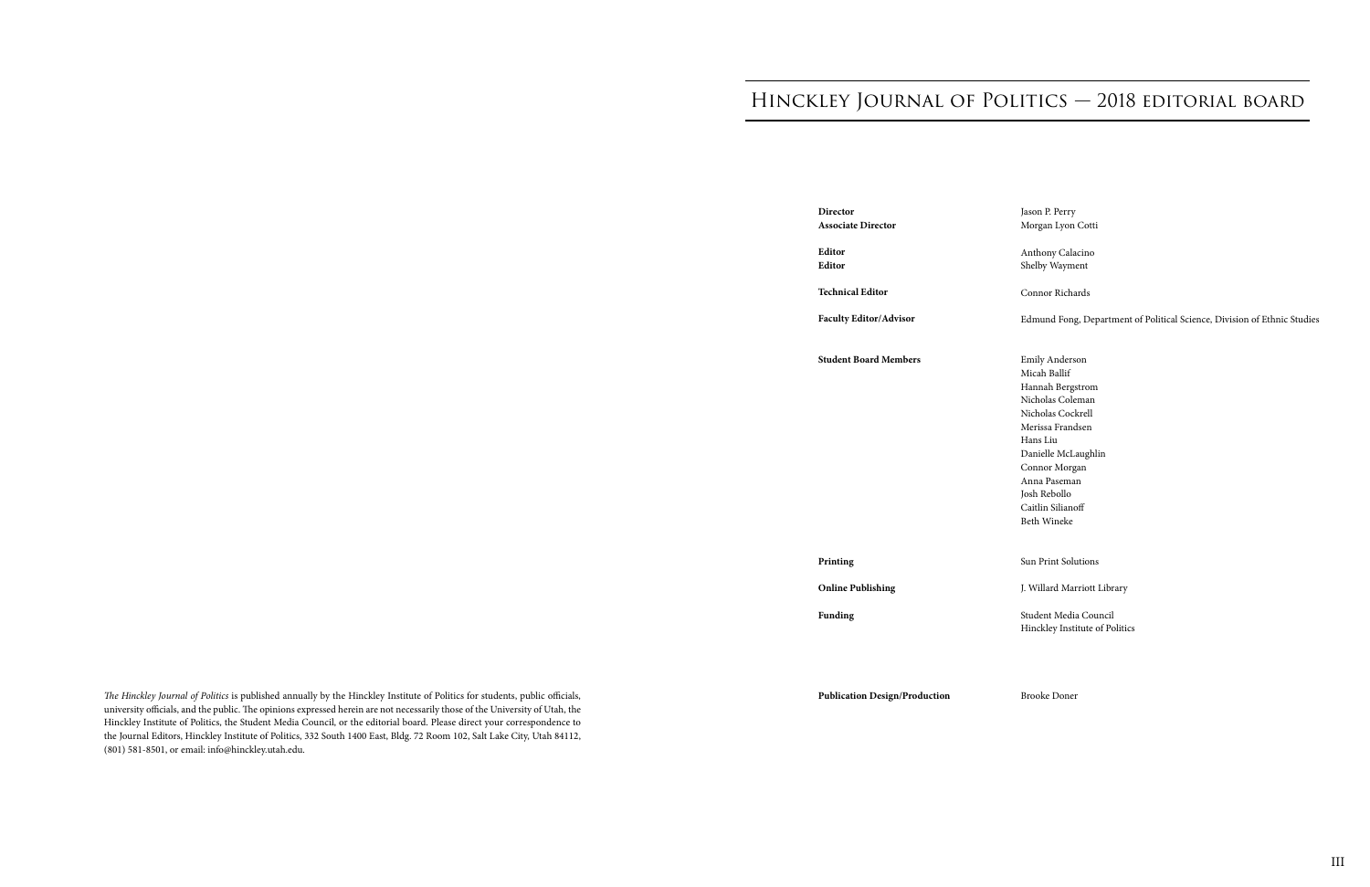# Hinckley Journal of Politics — 2018 editorial board

| | |
|---|---|
| **Director** | Jason P. Perry |
| **Associate Director** | Morgan Lyon Cotti |
| **Editor** | Anthony Calacino |
| **Editor** | Shelby Wayment |
| **Technical Editor** | Connor Richards |
| **Faculty Editor/Advisor** | Edmund Fong, Department of Political Science, Division of Ethnic Studies |
| **Student Board Members** | Emily Anderson<br>Micah Ballif<br>Hannah Bergstrom<br>Nicholas Coleman<br>Nicholas Cockrell<br>Merissa Frandsen<br>Hans Liu<br>Danielle McLaughlin<br>Connor Morgan<br>Anna Paseman<br>Josh Rebollo<br>Caitlin Silianoff<br>Beth Wineke |
| **Printing** | Sun Print Solutions |
| **Online Publishing** | J. Willard Marriott Library |
| **Funding** | Student Media Council<br>Hinckley Institute of Politics |
| **Publication Design/Production** | Brooke Doner |

*The Hinckley Journal of Politics* is published annually by the Hinckley Institute of Politics for students, public officials, university officials, and the public. The opinions expressed herein are not necessarily those of the University of Utah, the Hinckley Institute of Politics, the Student Media Council, or the editorial board. Please direct your correspondence to the Journal Editors, Hinckley Institute of Politics, 332 South 1400 East, Bldg. 72 Room 102, Salt Lake City, Utah 84112, (801) 581-8501, or email: info@hinckley.utah.edu.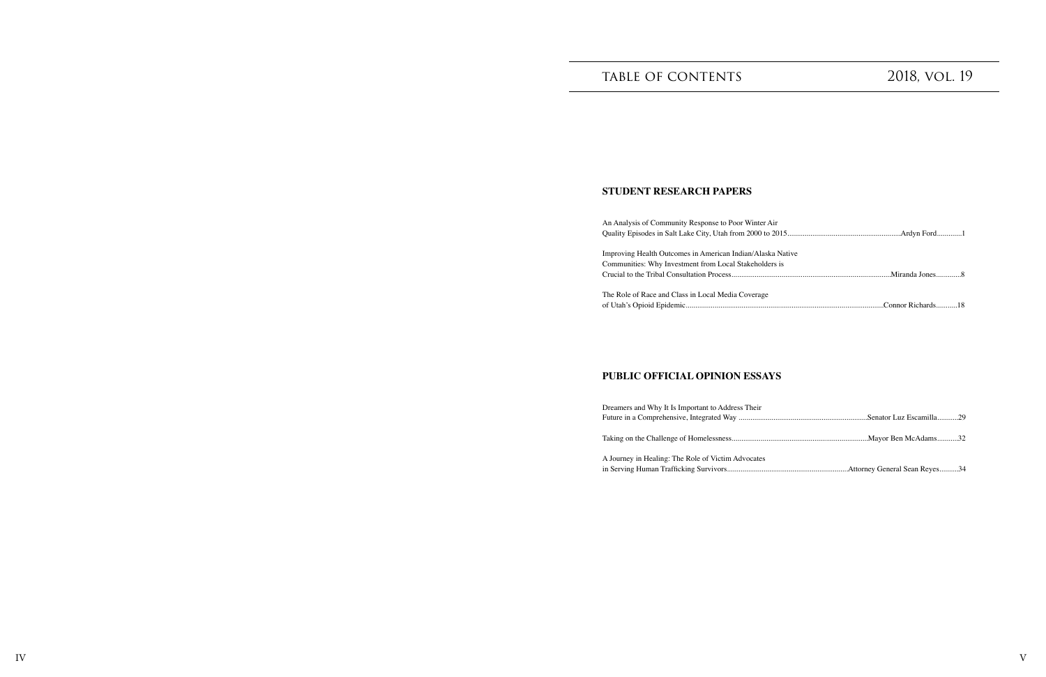# TABLE OF CONTENTS — 2018, VOL. 19

## STUDENT RESEARCH PAPERS

An Analysis of Community Response to Poor Winter Air Quality Episodes in Salt Lake City, Utah from 2000 to 2015 .......... Ardyn Ford .......... 1

Improving Health Outcomes in American Indian/Alaska Native Communities: Why Investment from Local Stakeholders is Crucial to the Tribal Consultation Process .......... Miranda Jones .......... 8

The Role of Race and Class in Local Media Coverage of Utah's Opioid Epidemic .......... Connor Richards .......... 18

## PUBLIC OFFICIAL OPINION ESSAYS

Dreamers and Why It Is Important to Address Their Future in a Comprehensive, Integrated Way .......... Senator Luz Escamilla .......... 29

Taking on the Challenge of Homelessness .......... Mayor Ben McAdams .......... 32

A Journey in Healing: The Role of Victim Advocates in Serving Human Trafficking Survivors .......... Attorney General Sean Reyes .......... 34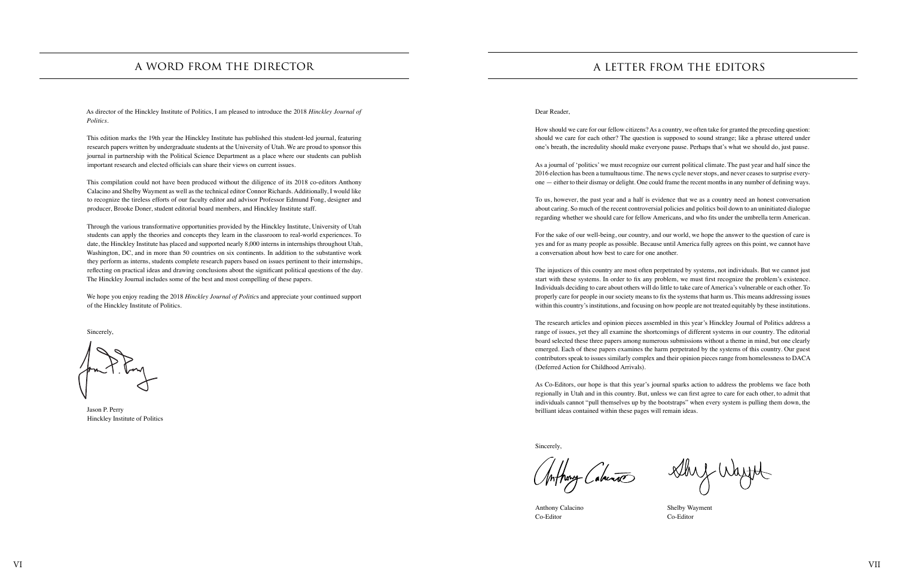## A WORD FROM THE DIRECTOR

As director of the Hinckley Institute of Politics, I am pleased to introduce the 2018 *Hinckley Journal of Politics*.

This edition marks the 19th year the Hinckley Institute has published this student-led journal, featuring research papers written by undergraduate students at the University of Utah. We are proud to sponsor this journal in partnership with the Political Science Department as a place where our students can publish important research and elected officials can share their views on current issues.

This compilation could not have been produced without the diligence of its 2018 co-editors Anthony Calacino and Shelby Wayment as well as the technical editor Connor Richards. Additionally, I would like to recognize the tireless efforts of our faculty editor and advisor Professor Edmund Fong, designer and producer, Brooke Doner, student editorial board members, and Hinckley Institute staff.

Through the various transformative opportunities provided by the Hinckley Institute, University of Utah students can apply the theories and concepts they learn in the classroom to real-world experiences. To date, the Hinckley Institute has placed and supported nearly 8,000 interns in internships throughout Utah, Washington, DC, and in more than 50 countries on six continents. In addition to the substantive work they perform as interns, students complete research papers based on issues pertinent to their internships, reflecting on practical ideas and drawing conclusions about the significant political questions of the day. The Hinckley Journal includes some of the best and most compelling of these papers.

We hope you enjoy reading the 2018 *Hinckley Journal of Politics* and appreciate your continued support of the Hinckley Institute of Politics.

Sincerely,

Jason P. Perry
Hinckley Institute of Politics

## A LETTER FROM THE EDITORS

Dear Reader,

How should we care for our fellow citizens? As a country, we often take for granted the preceding question: should we care for each other? The question is supposed to sound strange; like a phrase uttered under one's breath, the incredulity should make everyone pause. Perhaps that's what we should do, just pause.

As a journal of 'politics' we must recognize our current political climate. The past year and half since the 2016 election has been a tumultuous time. The news cycle never stops, and never ceases to surprise everyone — either to their dismay or delight. One could frame the recent months in any number of defining ways.

To us, however, the past year and a half is evidence that we as a country need an honest conversation about caring. So much of the recent controversial policies and politics boil down to an uninitiated dialogue regarding whether we should care for fellow Americans, and who fits under the umbrella term American.

For the sake of our well-being, our country, and our world, we hope the answer to the question of care is yes and for as many people as possible. Because until America fully agrees on this point, we cannot have a conversation about how best to care for one another.

The injustices of this country are most often perpetrated by systems, not individuals. But we cannot just start with these systems. In order to fix any problem, we must first recognize the problem's existence. Individuals deciding to care about others will do little to take care of America's vulnerable or each other. To properly care for people in our society means to fix the systems that harm us. This means addressing issues within this country's institutions, and focusing on how people are not treated equitably by these institutions.

The research articles and opinion pieces assembled in this year's Hinckley Journal of Politics address a range of issues, yet they all examine the shortcomings of different systems in our country. The editorial board selected these three papers among numerous submissions without a theme in mind, but one clearly emerged. Each of these papers examines the harm perpetrated by the systems of this country. Our guest contributors speak to issues similarly complex and their opinion pieces range from homelessness to DACA (Deferred Action for Childhood Arrivals).

As Co-Editors, our hope is that this year's journal sparks action to address the problems we face both regionally in Utah and in this country. But, unless we can first agree to care for each other, to admit that individuals cannot "pull themselves up by the bootstraps" when every system is pulling them down, the brilliant ideas contained within these pages will remain ideas.

Sincerely,

Anthony Calacino
Co-Editor

Shelby Wayment
Co-Editor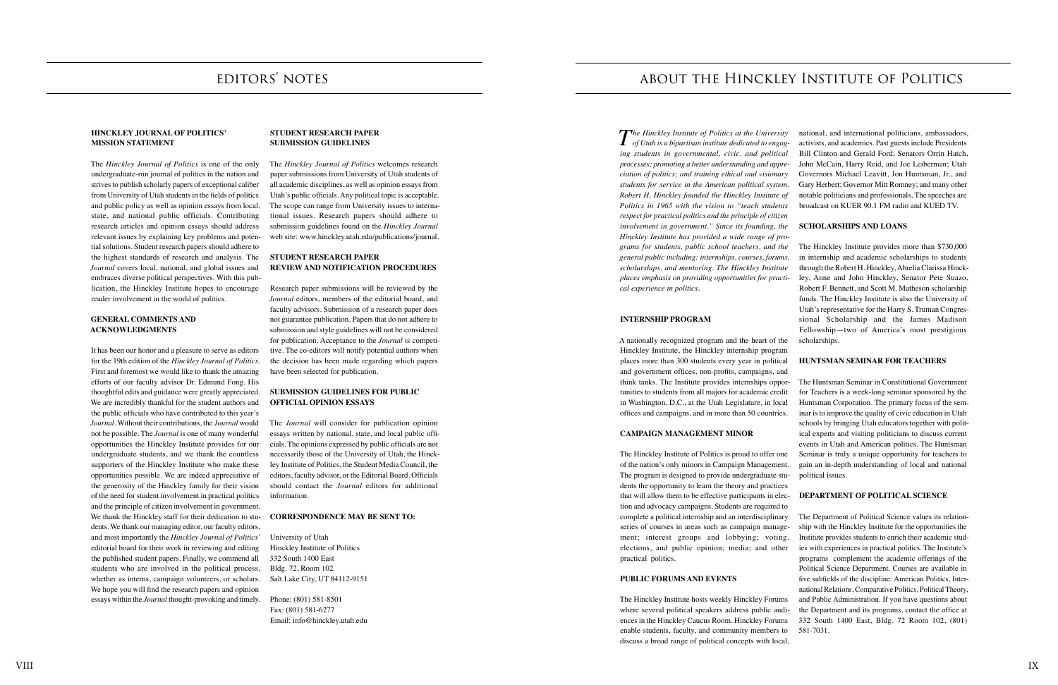# EDITORS' NOTES

### HINCKLEY JOURNAL OF POLITICS' MISSION STATEMENT

The *Hinckley Journal of Politics* is one of the only undergraduate-run journal of politics in the nation and strives to publish scholarly papers of exceptional caliber from University of Utah students in the fields of politics and public policy as well as opinion essays from local, state, and national public officials. Contributing research articles and opinion essays should address relevant issues by explaining key problems and potential solutions. Student research papers should adhere to the highest standards of research and analysis. The *Journal* covers local, national, and global issues and embraces diverse political perspectives. With this publication, the Hinckley Institute hopes to encourage reader involvement in the world of politics.

### GENERAL COMMENTS AND ACKNOWLEDGMENTS

It has been our honor and a pleasure to serve as editors for the 19th edition of the *Hinckley Journal of Politics*. First and foremost we would like to thank the amazing efforts of our faculty advisor Dr. Edmund Fong. His thoughtful edits and guidance were greatly appreciated. We are incredibly thankful for the student authors and the public officials who have contributed to this year's *Journal*. Without their contributions, the *Journal* would not be possible. The *Journal* is one of many wonderful opportunities the Hinckley Institute provides for our undergraduate students, and we thank the countless supporters of the Hinckley Institute who make these opportunities possible. We are indeed appreciative of the generosity of the Hinckley family for their vision of the need for student involvement in practical politics and the principle of citizen involvement in government. We thank the Hinckley staff for their dedication to students. We thank our managing editor, our faculty editors, and most importantly the *Hinckley Journal of Politics'* editorial board for their work in reviewing and editing the published student papers. Finally, we commend all students who are involved in the political process, whether as interns, campaign volunteers, or scholars. We hope you will find the research papers and opinion essays within the *Journal* thought-provoking and timely.

### STUDENT RESEARCH PAPER SUBMISSION GUIDELINES

The *Hinckley Journal of Politics* welcomes research paper submissions from University of Utah students of all academic disciplines, as well as opinion essays from Utah's public officials. Any political topic is acceptable. The scope can range from University issues to international issues. Research papers should adhere to submission guidelines found on the *Hinckley Journal* web site: www.hinckley.utah.edu/publications/journal.

### STUDENT RESEARCH PAPER REVIEW AND NOTIFICATION PROCEDURES

Research paper submissions will be reviewed by the *Journal* editors, members of the editorial board, and faculty advisors. Submission of a research paper does not guarantee publication. Papers that do not adhere to submission and style guidelines will not be considered for publication. Acceptance to the *Journal* is competitive. The co-editors will notify potential authors when the decision has been made regarding which papers have been selected for publication.

### SUBMISSION GUIDELINES FOR PUBLIC OFFICIAL OPINION ESSAYS

The *Journal* will consider for publication opinion essays written by national, state, and local public officials. The opinions expressed by public officials are not necessarily those of the University of Utah, the Hinckley Institute of Politics, the Student Media Council, the editors, faculty advisor, or the Editorial Board. Officials should contact the *Journal* editors for additional information.

### CORRESPONDENCE MAY BE SENT TO:

University of Utah
Hinckley Institute of Politics
332 South 1400 East
Bldg. 72, Room 102
Salt Lake City, UT 84112-9151

Phone: (801) 581-8501
Fax: (801) 581-6277
Email: info@hinckley.utah.edu

# ABOUT THE HINCKLEY INSTITUTE OF POLITICS

*The Hinckley Institute of Politics at the University of Utah is a bipartisan institute dedicated to engaging students in governmental, civic, and political processes; promoting a better understanding and appreciation of politics; and training ethical and visionary students for service in the American political system. Robert H. Hinckley founded the Hinckley Institute of Politics in 1965 with the vision to "teach students respect for practical politics and the principle of citizen involvement in government." Since its founding, the Hinckley Institute has provided a wide range of programs for students, public school teachers, and the general public including: internships, courses, forums, scholarships, and mentoring. The Hinckley Institute places emphasis on providing opportunities for practical experience in politics.*

### INTERNSHIP PROGRAM

A nationally recognized program and the heart of the Hinckley Institute, the Hinckley internship program places more than 300 students every year in political and government offices, non-profits, campaigns, and think tanks. The Institute provides internships opportunities to students from all majors for academic credit in Washington, D.C., at the Utah Legislature, in local offices and campaigns, and in more than 50 countries.

### CAMPAIGN MANAGEMENT MINOR

The Hinckley Institute of Politics is proud to offer one of the nation's only minors in Campaign Management. The program is designed to provide undergraduate students the opportunity to learn the theory and practices that will allow them to be effective participants in election and advocacy campaigns. Students are required to complete a political internship and an interdisciplinary series of courses in areas such as campaign management; interest groups and lobbying; voting, elections, and public opinion; media; and other practical politics.

### PUBLIC FORUMS AND EVENTS

The Hinckley Institute hosts weekly Hinckley Forums where several political speakers address public audiences in the Hinckley Caucus Room. Hinckley Forums enable students, faculty, and community members to discuss a broad range of political concepts with local, national, and international politicians, ambassadors, activists, and academics. Past guests include Presidents Bill Clinton and Gerald Ford; Senators Orrin Hatch, John McCain, Harry Reid, and Joe Leiberman; Utah Governors Michael Leavitt, Jon Huntsman, Jr., and Gary Herbert; Governor Mitt Romney; and many other notable politicians and professionals. The speeches are broadcast on KUER 90.1 FM radio and KUED TV.

### SCHOLARSHIPS AND LOANS

The Hinckley Institute provides more than $730,000 in internship and academic scholarships to students through the Robert H. Hinckley, Abrelia Clarissa Hinckley, Anne and John Hinckley, Senator Pete Suazo, Robert F. Bennett, and Scott M. Matheson scholarship funds. The Hinckley Institute is also the University of Utah's representative for the Harry S. Truman Congressional Scholarship and the James Madison Fellowship—two of America's most prestigious scholarships.

### HUNTSMAN SEMINAR FOR TEACHERS

The Huntsman Seminar in Constitutional Government for Teachers is a week-long seminar sponsored by the Huntsman Corporation. The primary focus of the seminar is to improve the quality of civic education in Utah schools by bringing Utah educators together with political experts and visiting politicians to discuss current events in Utah and American politics. The Huntsman Seminar is truly a unique opportunity for teachers to gain an in-depth understanding of local and national political issues.

### DEPARTMENT OF POLITICAL SCIENCE

The Department of Political Science values its relationship with the Hinckley Institute for the opportunities the Institute provides students to enrich their academic studies with experiences in practical politics. The Institute's programs complement the academic offerings of the Political Science Department. Courses are available in five subfields of the discipline: American Politics, International Relations, Comparative Politics, Political Theory, and Public Administration. If you have questions about the Department and its programs, contact the office at 332 South 1400 East, Bldg. 72 Room 102, (801) 581-7031.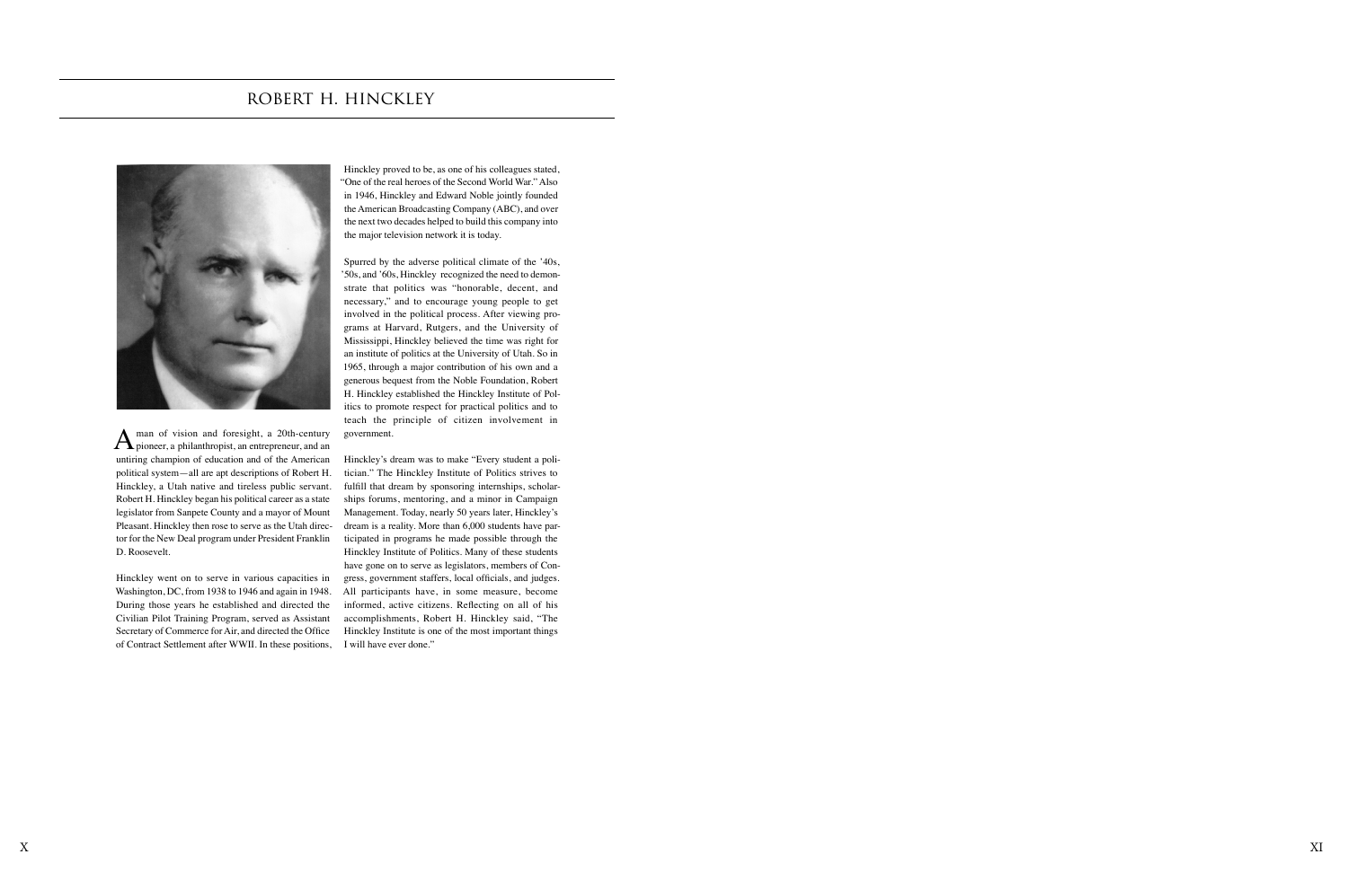# ROBERT H. HINCKLEY

A man of vision and foresight, a 20th-century pioneer, a philanthropist, an entrepreneur, and an untiring champion of education and of the American political system—all are apt descriptions of Robert H. Hinckley, a Utah native and tireless public servant. Robert H. Hinckley began his political career as a state legislator from Sanpete County and a mayor of Mount Pleasant. Hinckley then rose to serve as the Utah director for the New Deal program under President Franklin D. Roosevelt.

Hinckley went on to serve in various capacities in Washington, DC, from 1938 to 1946 and again in 1948. During those years he established and directed the Civilian Pilot Training Program, served as Assistant Secretary of Commerce for Air, and directed the Office of Contract Settlement after WWII. In these positions, Hinckley proved to be, as one of his colleagues stated, "One of the real heroes of the Second World War." Also in 1946, Hinckley and Edward Noble jointly founded the American Broadcasting Company (ABC), and over the next two decades helped to build this company into the major television network it is today.

Spurred by the adverse political climate of the '40s, '50s, and '60s, Hinckley recognized the need to demonstrate that politics was "honorable, decent, and necessary," and to encourage young people to get involved in the political process. After viewing programs at Harvard, Rutgers, and the University of Mississippi, Hinckley believed the time was right for an institute of politics at the University of Utah. So in 1965, through a major contribution of his own and a generous bequest from the Noble Foundation, Robert H. Hinckley established the Hinckley Institute of Politics to promote respect for practical politics and to teach the principle of citizen involvement in government.

Hinckley's dream was to make "Every student a politician." The Hinckley Institute of Politics strives to fulfill that dream by sponsoring internships, scholarships forums, mentoring, and a minor in Campaign Management. Today, nearly 50 years later, Hinckley's dream is a reality. More than 6,000 students have participated in programs he made possible through the Hinckley Institute of Politics. Many of these students have gone on to serve as legislators, members of Congress, government staffers, local officials, and judges. All participants have, in some measure, become informed, active citizens. Reflecting on all of his accomplishments, Robert H. Hinckley said, "The Hinckley Institute is one of the most important things I will have ever done."